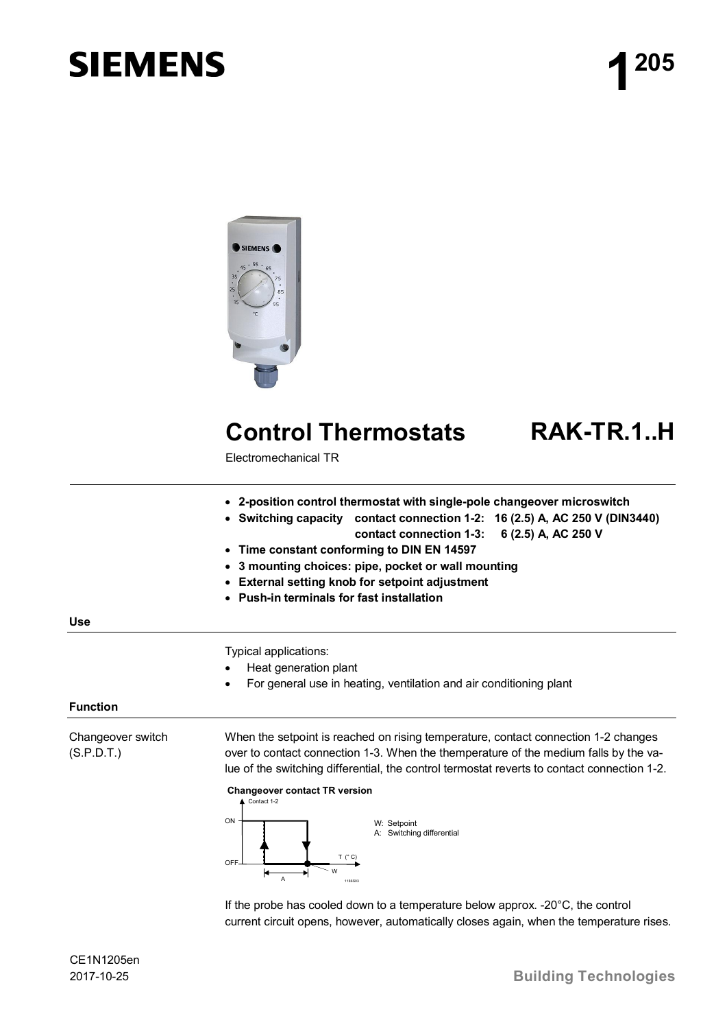# SIEMENS

**1 205**

## Control Thermostats RAK-TR.1..H

Electromechanical TR

- **2-position control thermostat with single-pole changeover microswitch**
- **Switching capacity contact connection 1-2: 16 (2.5) A, AC 250 V (DIN3440)**
  **contact connection 1-3: 6 (2.5) A, AC 250 V**
- **Time constant conforming to DIN EN 14597**
- **3 mounting choices: pipe, pocket or wall mounting**
- **External setting knob for setpoint adjustment**
- **Push-in terminals for fast installation**

### Use

Typical applications:

- Heat generation plant
- For general use in heating, ventilation and air conditioning plant

### Function

**Changeover switch (S.P.D.T.)**

When the setpoint is reached on rising temperature, contact connection 1-2 changes over to contact connection 1-3. When the themperature of the medium falls by the value of the switching differential, the control termostat reverts to contact connection 1-2.

**Changeover contact TR version**

W: Setpoint
A: Switching differential

If the probe has cooled down to a temperature below approx. -20°C, the control current circuit opens, however, automatically closes again, when the temperature rises.

CE1N1205en
2017-10-25

Building Technologies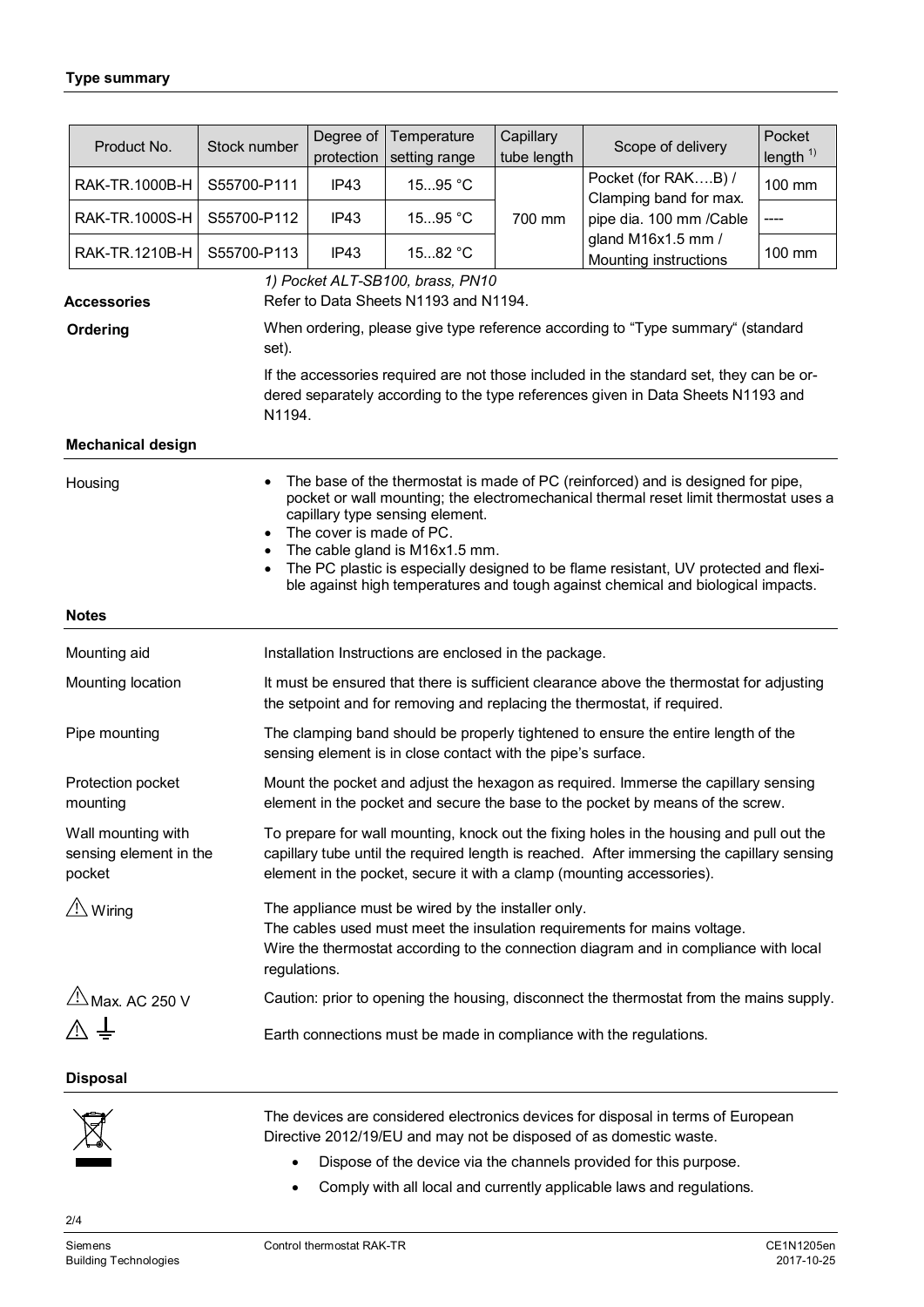## Type summary

| Product No. | Stock number | Degree of protection | Temperature setting range | Capillary tube length | Scope of delivery | Pocket length [1] |
|---|---|---|---|---|---|---|
| RAK-TR.1000B-H | S55700-P111 | IP43 | 15...95 °C | 700 mm | Pocket (for RAK….B) / Clamping band for max. pipe dia. 100 mm /Cable gland M16x1.5 mm / Mounting instructions | 100 mm |
| RAK-TR.1000S-H | S55700-P112 | IP43 | 15...95 °C | | | ---- |
| RAK-TR.1210B-H | S55700-P113 | IP43 | 15...82 °C | | | 100 mm |

*1) Pocket ALT-SB100, brass, PN10*

**Accessories**

Refer to Data Sheets N1193 and N1194.

**Ordering**

When ordering, please give type reference according to “Type summary“ (standard set).

If the accessories required are not those included in the standard set, they can be ordered separately according to the type references given in Data Sheets N1193 and N1194.

## Mechanical design

Housing

- The base of the thermostat is made of PC (reinforced) and is designed for pipe, pocket or wall mounting; the electromechanical thermal reset limit thermostat uses a capillary type sensing element.
- The cover is made of PC.
- The cable gland is M16x1.5 mm.
- The PC plastic is especially designed to be flame resistant, UV protected and flexible against high temperatures and tough against chemical and biological impacts.

## Notes

Mounting aid

Installation Instructions are enclosed in the package.

Mounting location

It must be ensured that there is sufficient clearance above the thermostat for adjusting the setpoint and for removing and replacing the thermostat, if required.

Pipe mounting

The clamping band should be properly tightened to ensure the entire length of the sensing element is in close contact with the pipe’s surface.

Protection pocket mounting

Mount the pocket and adjust the hexagon as required. Immerse the capillary sensing element in the pocket and secure the base to the pocket by means of the screw.

Wall mounting with sensing element in the pocket

To prepare for wall mounting, knock out the fixing holes in the housing and pull out the capillary tube until the required length is reached. After immersing the capillary sensing element in the pocket, secure it with a clamp (mounting accessories).

⚠ Wiring

The appliance must be wired by the installer only.
The cables used must meet the insulation requirements for mains voltage.
Wire the thermostat according to the connection diagram and in compliance with local regulations.

⚠ Max. AC 250 V

Caution: prior to opening the housing, disconnect the thermostat from the mains supply.

⚠ ⏚

Earth connections must be made in compliance with the regulations.

## Disposal

The devices are considered electronics devices for disposal in terms of European Directive 2012/19/EU and may not be disposed of as domestic waste.

- Dispose of the device via the channels provided for this purpose.
- Comply with all local and currently applicable laws and regulations.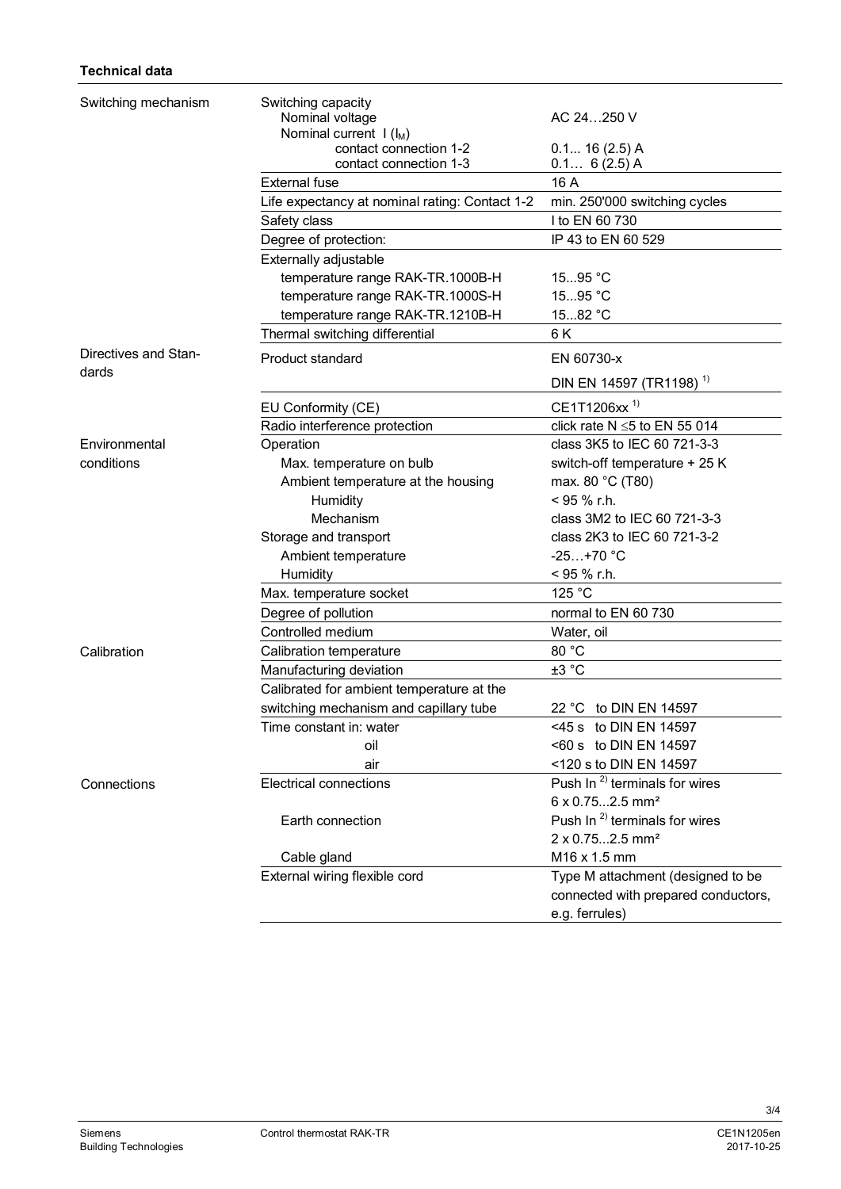**Technical data**

| | | |
|---|---|---|
| Switching mechanism | Switching capacity | |
| | Nominal voltage | AC 24…250 V |
| | Nominal current I ($I_M$) | |
| | contact connection 1-2 | 0.1... 16 (2.5) A |
| | contact connection 1-3 | 0.1… 6 (2.5) A |
| | External fuse | 16 A |
| | Life expectancy at nominal rating: Contact 1-2 | min. 250'000 switching cycles |
| | Safety class | I to EN 60 730 |
| | Degree of protection: | IP 43 to EN 60 529 |
| | Externally adjustable | |
| | temperature range RAK-TR.1000B-H | 15...95 °C |
| | temperature range RAK-TR.1000S-H | 15...95 °C |
| | temperature range RAK-TR.1210B-H | 15...82 °C |
| | Thermal switching differential | 6 K |
| Directives and Standards | Product standard | EN 60730-x |
| | | DIN EN 14597 (TR1198) [1] |
| | EU Conformity (CE) | CE1T1206xx [1] |
| | Radio interference protection | click rate N ≤5 to EN 55 014 |
| Environmental conditions | Operation | class 3K5 to IEC 60 721-3-3 |
| | Max. temperature on bulb | switch-off temperature + 25 K |
| | Ambient temperature at the housing | max. 80 °C (T80) |
| | Humidity | < 95 % r.h. |
| | Mechanism | class 3M2 to IEC 60 721-3-3 |
| | Storage and transport | class 2K3 to IEC 60 721-3-2 |
| | Ambient temperature | -25…+70 °C |
| | Humidity | < 95 % r.h. |
| | Max. temperature socket | 125 °C |
| | Degree of pollution | normal to EN 60 730 |
| | Controlled medium | Water, oil |
| Calibration | Calibration temperature | 80 °C |
| | Manufacturing deviation | ±3 °C |
| | Calibrated for ambient temperature at the switching mechanism and capillary tube | 22 °C to DIN EN 14597 |
| | Time constant in: water | <45 s to DIN EN 14597 |
| | oil | <60 s to DIN EN 14597 |
| | air | <120 s to DIN EN 14597 |
| Connections | Electrical connections | Push In [2] terminals for wires 6 x 0.75...2.5 mm² |
| | Earth connection | Push In [2] terminals for wires 2 x 0.75...2.5 mm² |
| | Cable gland | M16 x 1.5 mm |
| | External wiring flexible cord | Type M attachment (designed to be connected with prepared conductors, e.g. ferrules) |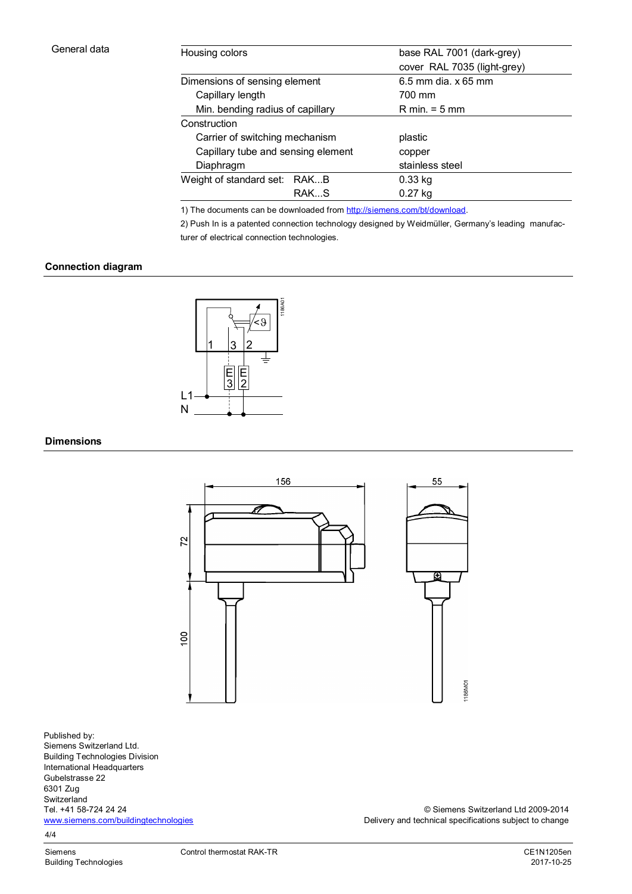General data

| | |
|---|---|
| Housing colors | base RAL 7001 (dark-grey)<br>cover RAL 7035 (light-grey) |
| Dimensions of sensing element | 6.5 mm dia. x 65 mm |
| Capillary length | 700 mm |
| Min. bending radius of capillary | R min. = 5 mm |
| Construction | |
| Carrier of switching mechanism | plastic |
| Capillary tube and sensing element | copper |
| Diaphragm | stainless steel |
| Weight of standard set: RAK...B | 0.33 kg |
| RAK...S | 0.27 kg |

1) The documents can be downloaded from http://siemens.com/bt/download.

2) Push In is a patented connection technology designed by Weidmüller, Germany's leading manufacturer of electrical connection technologies.

## Connection diagram

1186A01

1 3 2

E3 E2

L1

N

## Dimensions

156

55

72

100

1186M01

Published by:
Siemens Switzerland Ltd.
Building Technologies Division
International Headquarters
Gubelstrasse 22
6301 Zug
Switzerland
Tel. +41 58-724 24 24
www.siemens.com/buildingtechnologies

© Siemens Switzerland Ltd 2009-2014
Delivery and technical specifications subject to change